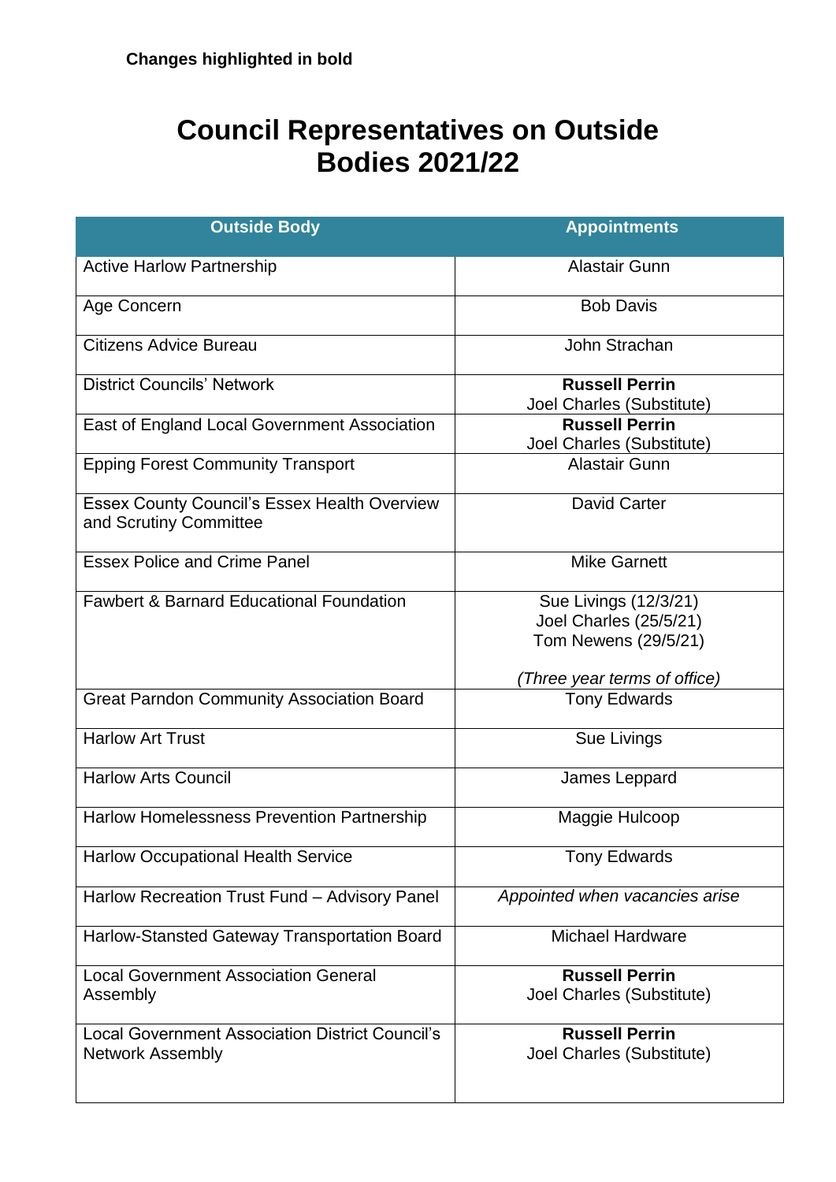**Changes highlighted in bold**

# Council Representatives on Outside Bodies 2021/22

| Outside Body | Appointments |
|---|---|
| Active Harlow Partnership | Alastair Gunn |
| Age Concern | Bob Davis |
| Citizens Advice Bureau | John Strachan |
| District Councils' Network | **Russell Perrin**<br>Joel Charles (Substitute) |
| East of England Local Government Association | **Russell Perrin**<br>Joel Charles (Substitute) |
| Epping Forest Community Transport | Alastair Gunn |
| Essex County Council's Essex Health Overview and Scrutiny Committee | David Carter |
| Essex Police and Crime Panel | Mike Garnett |
| Fawbert & Barnard Educational Foundation | Sue Livings (12/3/21)<br>Joel Charles (25/5/21)<br>Tom Newens (29/5/21)<br><br>*(Three year terms of office)* |
| Great Parndon Community Association Board | Tony Edwards |
| Harlow Art Trust | Sue Livings |
| Harlow Arts Council | James Leppard |
| Harlow Homelessness Prevention Partnership | Maggie Hulcoop |
| Harlow Occupational Health Service | Tony Edwards |
| Harlow Recreation Trust Fund – Advisory Panel | *Appointed when vacancies arise* |
| Harlow-Stansted Gateway Transportation Board | Michael Hardware |
| Local Government Association General Assembly | **Russell Perrin**<br>Joel Charles (Substitute) |
| Local Government Association District Council's Network Assembly | **Russell Perrin**<br>Joel Charles (Substitute) |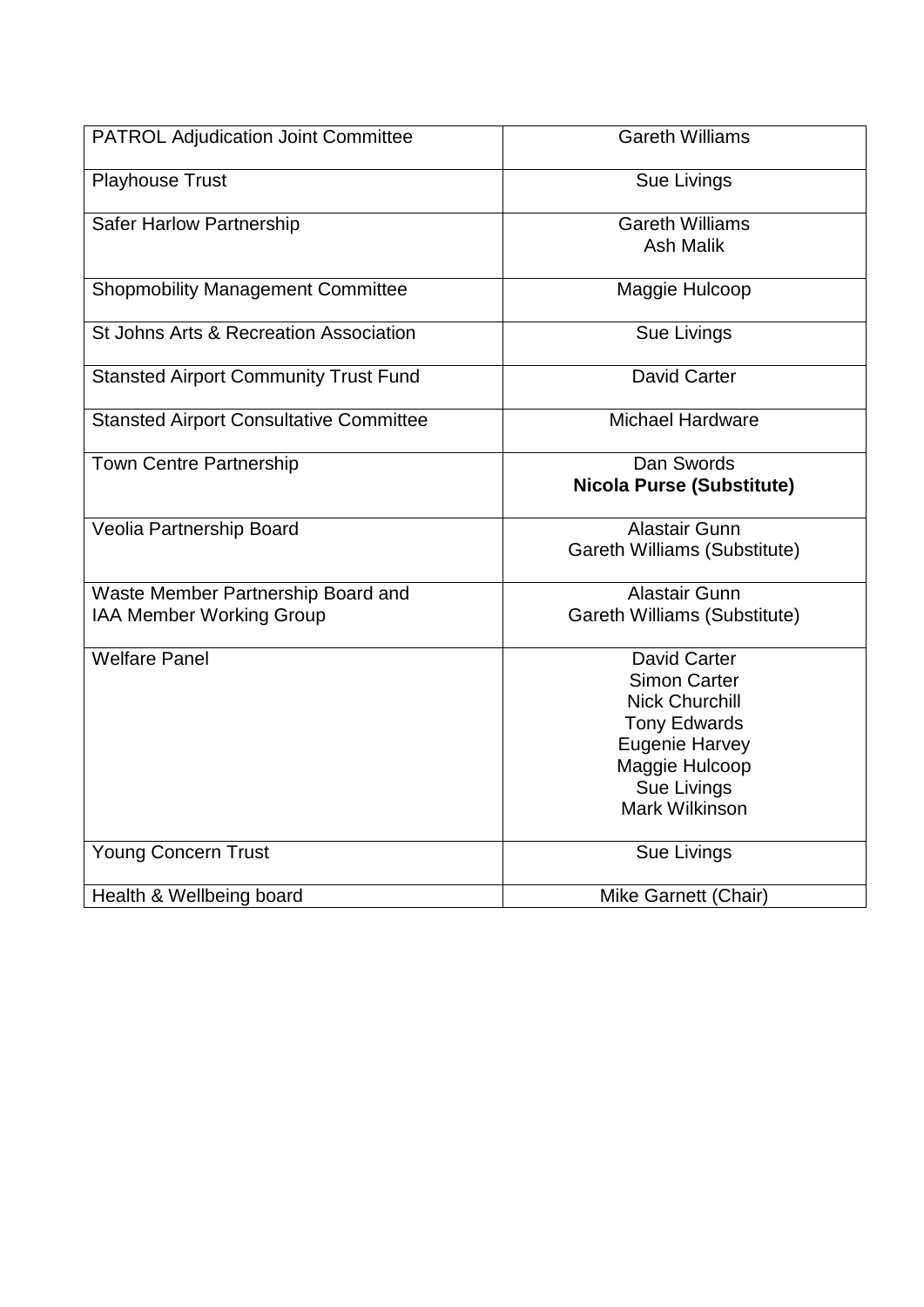| | |
|---|---|
| PATROL Adjudication Joint Committee | Gareth Williams |
| Playhouse Trust | Sue Livings |
| Safer Harlow Partnership | Gareth Williams<br>Ash Malik |
| Shopmobility Management Committee | Maggie Hulcoop |
| St Johns Arts & Recreation Association | Sue Livings |
| Stansted Airport Community Trust Fund | David Carter |
| Stansted Airport Consultative Committee | Michael Hardware |
| Town Centre Partnership | Dan Swords<br>**Nicola Purse (Substitute)** |
| Veolia Partnership Board | Alastair Gunn<br>Gareth Williams (Substitute) |
| Waste Member Partnership Board and IAA Member Working Group | Alastair Gunn<br>Gareth Williams (Substitute) |
| Welfare Panel | David Carter<br>Simon Carter<br>Nick Churchill<br>Tony Edwards<br>Eugenie Harvey<br>Maggie Hulcoop<br>Sue Livings<br>Mark Wilkinson |
| Young Concern Trust | Sue Livings |
| Health & Wellbeing board | Mike Garnett (Chair) |